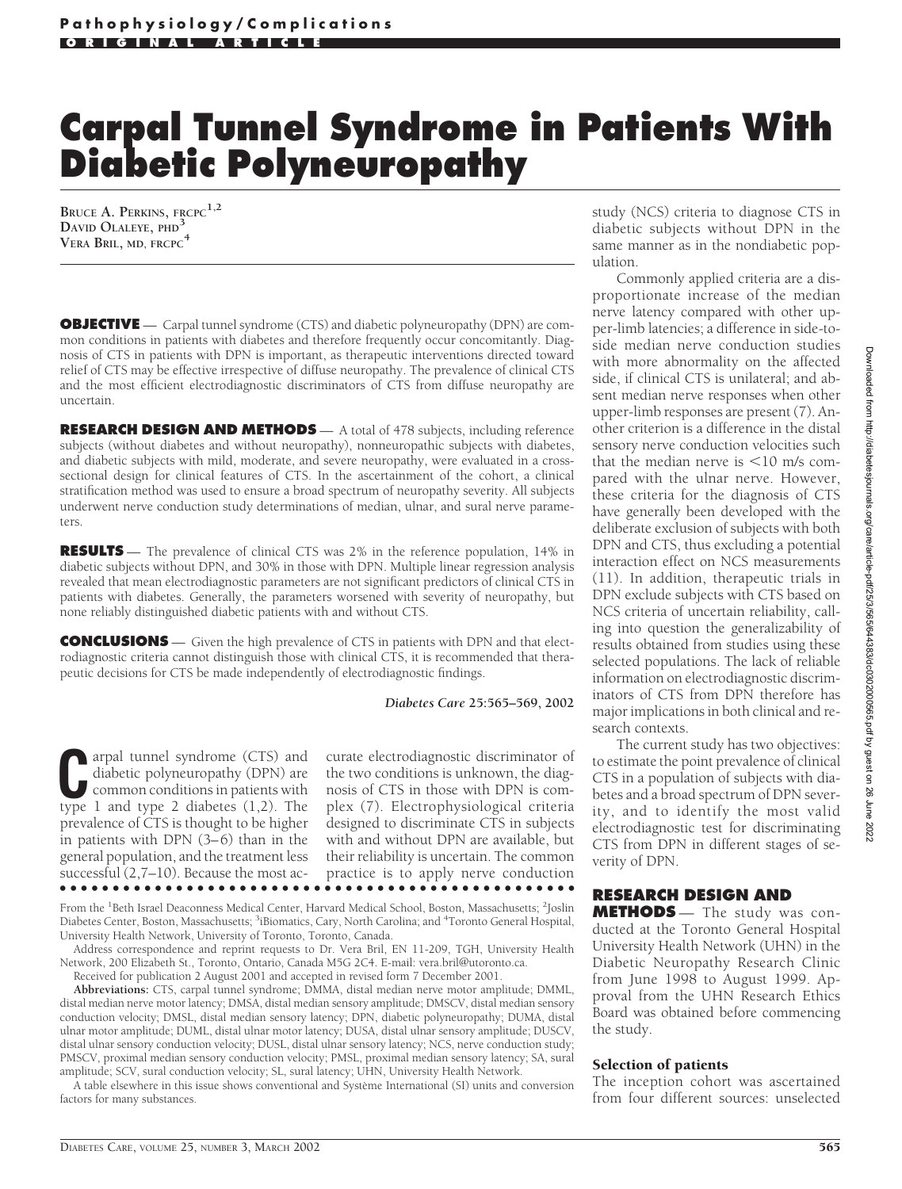# Carpal Tunnel Syndrome in Patients With Diabetic Polyneuropathy

**Bruce A. Perkins, FRCPC**[1,2]
**David Olaleye, PhD**[3]
**Vera Bril, MD, FRCPC**[4]

**OBJECTIVE** — Carpal tunnel syndrome (CTS) and diabetic polyneuropathy (DPN) are common conditions in patients with diabetes and therefore frequently occur concomitantly. Diagnosis of CTS in patients with DPN is important, as therapeutic interventions directed toward relief of CTS may be effective irrespective of diffuse neuropathy. The prevalence of clinical CTS and the most efficient electrodiagnostic discriminators of CTS from diffuse neuropathy are uncertain.

**RESEARCH DESIGN AND METHODS** — A total of 478 subjects, including reference subjects (without diabetes and without neuropathy), nonneuropathic subjects with diabetes, and diabetic subjects with mild, moderate, and severe neuropathy, were evaluated in a cross-sectional design for clinical features of CTS. In the ascertainment of the cohort, a clinical stratification method was used to ensure a broad spectrum of neuropathy severity. All subjects underwent nerve conduction study determinations of median, ulnar, and sural nerve parameters.

**RESULTS** — The prevalence of clinical CTS was 2% in the reference population, 14% in diabetic subjects without DPN, and 30% in those with DPN. Multiple linear regression analysis revealed that mean electrodiagnostic parameters are not significant predictors of clinical CTS in patients with diabetes. Generally, the parameters worsened with severity of neuropathy, but none reliably distinguished diabetic patients with and without CTS.

**CONCLUSIONS** — Given the high prevalence of CTS in patients with DPN and that electrodiagnostic criteria cannot distinguish those with clinical CTS, it is recommended that therapeutic decisions for CTS be made independently of electrodiagnostic findings.

*Diabetes Care* **25:565–569, 2002**

Carpal tunnel syndrome (CTS) and diabetic polyneuropathy (DPN) are common conditions in patients with type 1 and type 2 diabetes (1,2). The prevalence of CTS is thought to be higher in patients with DPN (3–6) than in the general population, and the treatment less successful (2,7–10). Because the most accurate electrodiagnostic discriminator of the two conditions is unknown, the diagnosis of CTS in those with DPN is complex (7). Electrophysiological criteria designed to discriminate CTS in subjects with and without DPN are available, but their reliability is uncertain. The common practice is to apply nerve conduction study (NCS) criteria to diagnose CTS in diabetic subjects without DPN in the same manner as in the nondiabetic population.

Commonly applied criteria are a disproportionate increase of the median nerve latency compared with other upper-limb latencies; a difference in side-to-side median nerve conduction studies with more abnormality on the affected side, if clinical CTS is unilateral; and absent median nerve responses when other upper-limb responses are present (7). Another criterion is a difference in the distal sensory nerve conduction velocities such that the median nerve is <10 m/s compared with the ulnar nerve. However, these criteria for the diagnosis of CTS have generally been developed with the deliberate exclusion of subjects with both DPN and CTS, thus excluding a potential interaction effect on NCS measurements (11). In addition, therapeutic trials in DPN exclude subjects with CTS based on NCS criteria of uncertain reliability, calling into question the generalizability of results obtained from studies using these selected populations. The lack of reliable information on electrodiagnostic discriminators of CTS from DPN therefore has major implications in both clinical and research contexts.

The current study has two objectives: to estimate the point prevalence of clinical CTS in a population of subjects with diabetes and a broad spectrum of DPN severity, and to identify the most valid electrodiagnostic test for discriminating CTS from DPN in different stages of severity of DPN.

## RESEARCH DESIGN AND METHODS

The study was conducted at the Toronto General Hospital University Health Network (UHN) in the Diabetic Neuropathy Research Clinic from June 1998 to August 1999. Approval from the UHN Research Ethics Board was obtained before commencing the study.

### Selection of patients

The inception cohort was ascertained from four different sources: unselected

---

From the [1]Beth Israel Deaconness Medical Center, Harvard Medical School, Boston, Massachusetts; [2]Joslin Diabetes Center, Boston, Massachusetts; [3]iBiomatics, Cary, North Carolina; and [4]Toronto General Hospital, University Health Network, University of Toronto, Toronto, Canada.

Address correspondence and reprint requests to Dr. Vera Bril, EN 11-209, TGH, University Health Network, 200 Elizabeth St., Toronto, Ontario, Canada M5G 2C4. E-mail: vera.bril@utoronto.ca.

Received for publication 2 August 2001 and accepted in revised form 7 December 2001.

**Abbreviations:** CTS, carpal tunnel syndrome; DMMA, distal median nerve motor amplitude; DMML, distal median nerve motor latency; DMSA, distal median sensory amplitude; DMSCV, distal median sensory conduction velocity; DMSL, distal median sensory latency; DPN, diabetic polyneuropathy; DUMA, distal ulnar motor amplitude; DUML, distal ulnar motor latency; DUSA, distal ulnar sensory amplitude; DUSCV, distal ulnar sensory conduction velocity; DUSL, distal ulnar sensory latency; NCS, nerve conduction study; PMSCV, proximal median sensory conduction velocity; PMSL, proximal median sensory latency; SA, sural amplitude; SCV, sural conduction velocity; SL, sural latency; UHN, University Health Network.

A table elsewhere in this issue shows conventional and Système International (SI) units and conversion factors for many substances.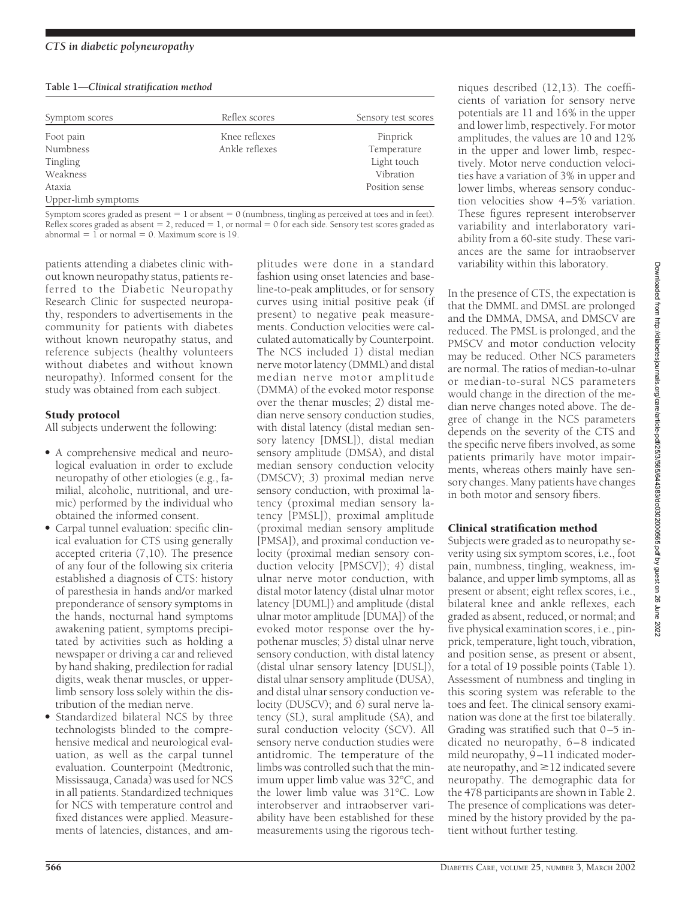**Table 1—*Clinical stratification method***

| Symptom scores | Reflex scores | Sensory test scores |
|---|---|---|
| Foot pain | Knee reflexes | Pinprick |
| Numbness | Ankle reflexes | Temperature |
| Tingling | | Light touch |
| Weakness | | Vibration |
| Ataxia | | Position sense |
| Upper-limb symptoms | | |

Symptom scores graded as present = 1 or absent = 0 (numbness, tingling as perceived at toes and in feet). Reflex scores graded as absent = 2, reduced = 1, or normal = 0 for each side. Sensory test scores graded as abnormal = 1 or normal = 0. Maximum score is 19.

patients attending a diabetes clinic without known neuropathy status, patients referred to the Diabetic Neuropathy Research Clinic for suspected neuropathy, responders to advertisements in the community for patients with diabetes without known neuropathy status, and reference subjects (healthy volunteers without diabetes and without known neuropathy). Informed consent for the study was obtained from each subject.

## Study protocol

All subjects underwent the following:

- A comprehensive medical and neurological evaluation in order to exclude neuropathy of other etiologies (e.g., familial, alcoholic, nutritional, and uremic) performed by the individual who obtained the informed consent.
- Carpal tunnel evaluation: specific clinical evaluation for CTS using generally accepted criteria (7,10). The presence of any four of the following six criteria established a diagnosis of CTS: history of paresthesia in hands and/or marked preponderance of sensory symptoms in the hands, nocturnal hand symptoms awakening patient, symptoms precipitated by activities such as holding a newspaper or driving a car and relieved by hand shaking, predilection for radial digits, weak thenar muscles, or upper-limb sensory loss solely within the distribution of the median nerve.
- Standardized bilateral NCS by three technologists blinded to the comprehensive medical and neurological evaluation, as well as the carpal tunnel evaluation. Counterpoint (Medtronic, Mississauga, Canada) was used for NCS in all patients. Standardized techniques for NCS with temperature control and fixed distances were applied. Measurements of latencies, distances, and amplitudes were done in a standard fashion using onset latencies and baseline-to-peak amplitudes, or for sensory curves using initial positive peak (if present) to negative peak measurements. Conduction velocities were calculated automatically by Counterpoint. The NCS included *1*) distal median nerve motor latency (DMML) and distal median nerve motor amplitude (DMMA) of the evoked motor response over the thenar muscles; *2*) distal median nerve sensory conduction studies, with distal latency (distal median sensory latency [DMSL]), distal median sensory amplitude (DMSA), and distal median sensory conduction velocity (DMSCV); *3*) proximal median nerve sensory conduction, with proximal latency (proximal median sensory latency [PMSL]), proximal amplitude (proximal median sensory amplitude [PMSA]), and proximal conduction velocity (proximal median sensory conduction velocity [PMSCV]); *4*) distal ulnar nerve motor conduction, with distal motor latency (distal ulnar motor latency [DUML]) and amplitude (distal ulnar motor amplitude [DUMA]) of the evoked motor response over the hypothenar muscles; *5*) distal ulnar nerve sensory conduction, with distal latency (distal ulnar sensory latency [DUSL]), distal ulnar sensory amplitude (DUSA), and distal ulnar sensory conduction velocity (DUSCV); and *6*) sural nerve latency (SL), sural amplitude (SA), and sural conduction velocity (SCV). All sensory nerve conduction studies were antidromic. The temperature of the limbs was controlled such that the minimum upper limb value was 32°C, and the lower limb value was 31°C. Low interobserver and intraobserver variability have been established for these measurements using the rigorous techniques described (12,13). The coefficients of variation for sensory nerve potentials are 11 and 16% in the upper and lower limb, respectively. For motor amplitudes, the values are 10 and 12% in the upper and lower limb, respectively. Motor nerve conduction velocities have a variation of 3% in upper and lower limbs, whereas sensory conduction velocities show 4–5% variation. These figures represent interobserver variability and interlaboratory variability from a 60-site study. These variances are the same for intraobserver variability within this laboratory.

In the presence of CTS, the expectation is that the DMML and DMSL are prolonged and the DMMA, DMSA, and DMSCV are reduced. The PMSL is prolonged, and the PMSCV and motor conduction velocity may be reduced. Other NCS parameters are normal. The ratios of median-to-ulnar or median-to-sural NCS parameters would change in the direction of the median nerve changes noted above. The degree of change in the NCS parameters depends on the severity of the CTS and the specific nerve fibers involved, as some patients primarily have motor impairments, whereas others mainly have sensory changes. Many patients have changes in both motor and sensory fibers.

## Clinical stratification method

Subjects were graded as to neuropathy severity using six symptom scores, i.e., foot pain, numbness, tingling, weakness, imbalance, and upper limb symptoms, all as present or absent; eight reflex scores, i.e., bilateral knee and ankle reflexes, each graded as absent, reduced, or normal; and five physical examination scores, i.e., pinprick, temperature, light touch, vibration, and position sense, as present or absent, for a total of 19 possible points (Table 1). Assessment of numbness and tingling in this scoring system was referable to the toes and feet. The clinical sensory examination was done at the first toe bilaterally. Grading was stratified such that 0–5 indicated no neuropathy, 6–8 indicated mild neuropathy, 9–11 indicated moderate neuropathy, and ≥12 indicated severe neuropathy. The demographic data for the 478 participants are shown in Table 2. The presence of complications was determined by the history provided by the patient without further testing.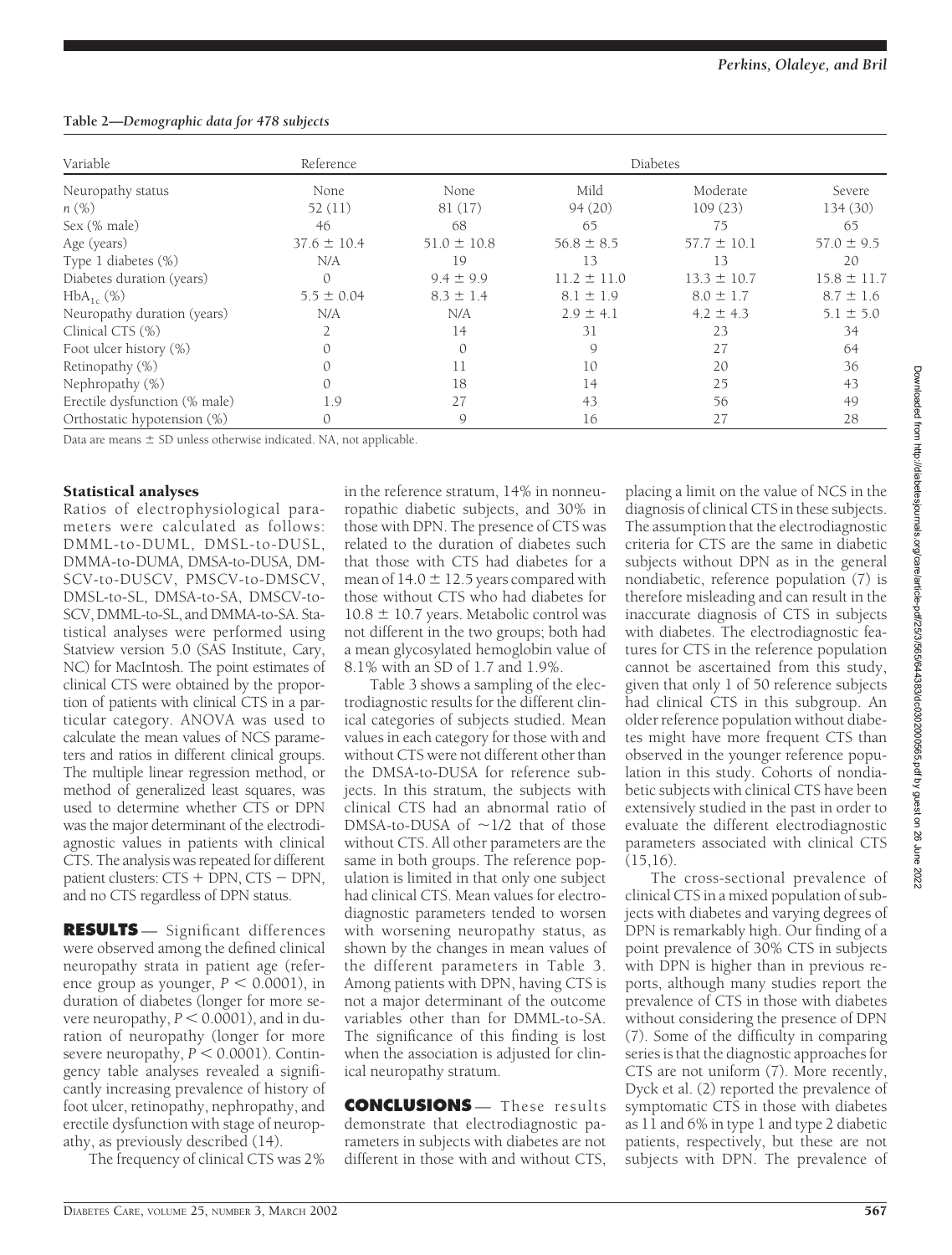**Table 2—Demographic data for 478 subjects**

| Variable | Reference | Diabetes | | | |
|---|---|---|---|---|---|
| Neuropathy status | None | None | Mild | Moderate | Severe |
| n (%) | 52 (11) | 81 (17) | 94 (20) | 109 (23) | 134 (30) |
| Sex (% male) | 46 | 68 | 65 | 75 | 65 |
| Age (years) | 37.6 ± 10.4 | 51.0 ± 10.8 | 56.8 ± 8.5 | 57.7 ± 10.1 | 57.0 ± 9.5 |
| Type 1 diabetes (%) | N/A | 19 | 13 | 13 | 20 |
| Diabetes duration (years) | 0 | 9.4 ± 9.9 | 11.2 ± 11.0 | 13.3 ± 10.7 | 15.8 ± 11.7 |
| $HbA_{1c}$ (%) | 5.5 ± 0.04 | 8.3 ± 1.4 | 8.1 ± 1.9 | 8.0 ± 1.7 | 8.7 ± 1.6 |
| Neuropathy duration (years) | N/A | N/A | 2.9 ± 4.1 | 4.2 ± 4.3 | 5.1 ± 5.0 |
| Clinical CTS (%) | 2 | 14 | 31 | 23 | 34 |
| Foot ulcer history (%) | 0 | 0 | 9 | 27 | 64 |
| Retinopathy (%) | 0 | 11 | 10 | 20 | 36 |
| Nephropathy (%) | 0 | 18 | 14 | 25 | 43 |
| Erectile dysfunction (% male) | 1.9 | 27 | 43 | 56 | 49 |
| Orthostatic hypotension (%) | 0 | 9 | 16 | 27 | 28 |

Data are means ± SD unless otherwise indicated. NA, not applicable.

### Statistical analyses

Ratios of electrophysiological parameters were calculated as follows: DMML-to-DUML, DMSL-to-DUSL, DMMA-to-DUMA, DMSA-to-DUSA, DMSCV-to-DUSCV, PMSCV-to-DMSCV, DMSL-to-SL, DMSA-to-SA, DMSCV-to-SCV, DMML-to-SL, and DMMA-to-SA. Statistical analyses were performed using Statview version 5.0 (SAS Institute, Cary, NC) for MacIntosh. The point estimates of clinical CTS were obtained by the proportion of patients with clinical CTS in a particular category. ANOVA was used to calculate the mean values of NCS parameters and ratios in different clinical groups. The multiple linear regression method, or method of generalized least squares, was used to determine whether CTS or DPN was the major determinant of the electrodiagnostic values in patients with clinical CTS. The analysis was repeated for different patient clusters: CTS + DPN, CTS − DPN, and no CTS regardless of DPN status.

## RESULTS

Significant differences were observed among the defined clinical neuropathy strata in patient age (reference group as younger, $P < 0.0001$), in duration of diabetes (longer for more severe neuropathy, $P < 0.0001$), and in duration of neuropathy (longer for more severe neuropathy, $P < 0.0001$). Contingency table analyses revealed a significantly increasing prevalence of history of foot ulcer, retinopathy, nephropathy, and erectile dysfunction with stage of neuropathy, as previously described (14).

The frequency of clinical CTS was 2% in the reference stratum, 14% in nonneuropathic diabetic subjects, and 30% in those with DPN. The presence of CTS was related to the duration of diabetes such that those with CTS had diabetes for a mean of 14.0 ± 12.5 years compared with those without CTS who had diabetes for 10.8 ± 10.7 years. Metabolic control was not different in the two groups; both had a mean glycosylated hemoglobin value of 8.1% with an SD of 1.7 and 1.9%.

Table 3 shows a sampling of the electrodiagnostic results for the different clinical categories of subjects studied. Mean values in each category for those with and without CTS were not different other than the DMSA-to-DUSA for reference subjects. In this stratum, the subjects with clinical CTS had an abnormal ratio of DMSA-to-DUSA of ~1/2 that of those without CTS. All other parameters are the same in both groups. The reference population is limited in that only one subject had clinical CTS. Mean values for electrodiagnostic parameters tended to worsen with worsening neuropathy status, as shown by the changes in mean values of the different parameters in Table 3. Among patients with DPN, having CTS is not a major determinant of the outcome variables other than for DMML-to-SA. The significance of this finding is lost when the association is adjusted for clinical neuropathy stratum.

## CONCLUSIONS

These results demonstrate that electrodiagnostic parameters in subjects with diabetes are not different in those with and without CTS, placing a limit on the value of NCS in the diagnosis of clinical CTS in these subjects. The assumption that the electrodiagnostic criteria for CTS are the same in diabetic subjects without DPN as in the general nondiabetic, reference population (7) is therefore misleading and can result in the inaccurate diagnosis of CTS in subjects with diabetes. The electrodiagnostic features for CTS in the reference population cannot be ascertained from this study, given that only 1 of 50 reference subjects had clinical CTS in this subgroup. An older reference population without diabetes might have more frequent CTS than observed in the younger reference population in this study. Cohorts of nondiabetic subjects with clinical CTS have been extensively studied in the past in order to evaluate the different electrodiagnostic parameters associated with clinical CTS (15,16).

The cross-sectional prevalence of clinical CTS in a mixed population of subjects with diabetes and varying degrees of DPN is remarkably high. Our finding of a point prevalence of 30% CTS in subjects with DPN is higher than in previous reports, although many studies report the prevalence of CTS in those with diabetes without considering the presence of DPN (7). Some of the difficulty in comparing series is that the diagnostic approaches for CTS are not uniform (7). More recently, Dyck et al. (2) reported the prevalence of symptomatic CTS in those with diabetes as 11 and 6% in type 1 and type 2 diabetic patients, respectively, but these are not subjects with DPN. The prevalence of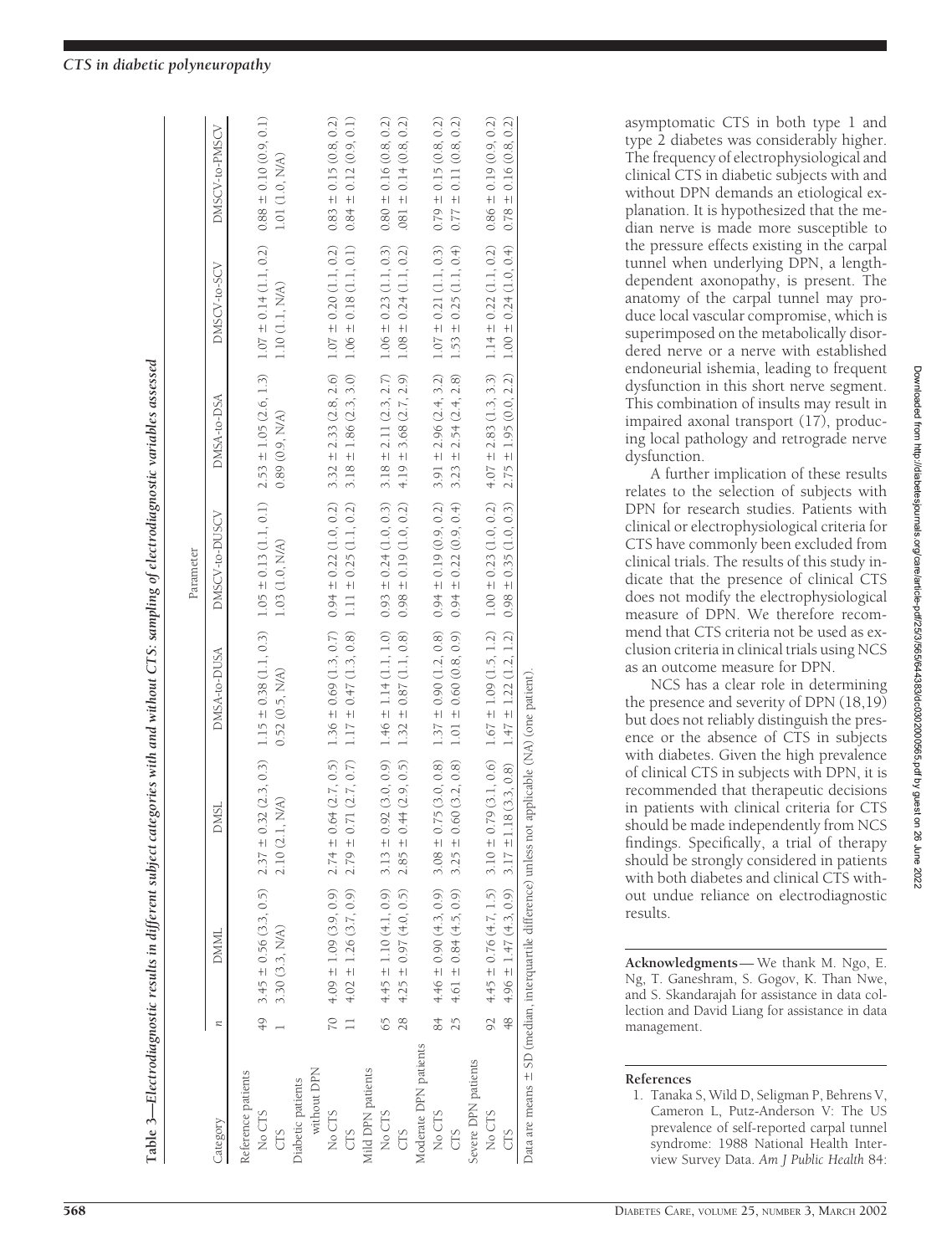**Table 3—Electrodiagnostic results in different subject categories with and without CTS: sampling of electrodiagnostic variables assessed**

| Category | *n* | DMML | DMSL | DMSA-to-DUSA | DMSCV-to-DUSCV | DMSA-to-DSA | DMSCV-to-SCV | DMSCV-to-PMSCV |
|---|---|---|---|---|---|---|---|---|
| | | Parameter | | | | | | |
| Reference patients | | | | | | | | |
| No CTS | 49 | 3.45 ± 0.56 (3.3, 0.5) | 2.37 ± 0.32 (2.3, 0.3) | 1.15 ± 0.38 (1.1, 0.3) | 1.05 ± 0.13 (1.1, 0.1) | 2.53 ± 1.05 (2.6, 1.3) | 1.07 ± 0.14 (1.1, 0.2) | 0.88 ± 0.10 (0.9, 0.1) |
| CTS | 1 | 3.30 (3.3, N/A) | 2.10 (2.1, N/A) | 0.52 (0.5, N/A) | 1.03 (1.0, N/A) | 0.89 (0.9, N/A) | 1.10 (1.1, N/A) | 1.01 (1.0, N/A) |
| Diabetic patients without DPN | | | | | | | | |
| No CTS | 70 | 4.09 ± 1.09 (3.9, 0.9) | 2.74 ± 0.64 (2.7, 0.5) | 1.36 ± 0.69 (1.3, 0.7) | 0.94 ± 0.22 (1.0, 0.2) | 3.32 ± 2.33 (2.8, 2.6) | 1.07 ± 0.20 (1.1, 0.2) | 0.83 ± 0.15 (0.8, 0.2) |
| CTS | 11 | 4.02 ± 1.26 (3.7, 0.9) | 2.79 ± 0.71 (2.7, 0.7) | 1.17 ± 0.47 (1.3, 0.8) | 1.11 ± 0.25 (1.1, 0.2) | 3.18 ± 1.86 (2.3, 3.0) | 1.06 ± 0.18 (1.1, 0.1) | 0.84 ± 0.12 (0.9, 0.1) |
| Mild DPN patients | | | | | | | | |
| No CTS | 65 | 4.45 ± 1.10 (4.1, 0.9) | 3.13 ± 0.92 (3.0, 0.9) | 1.46 ± 1.14 (1.1, 1.0) | 0.93 ± 0.24 (1.0, 0.3) | 3.18 ± 2.11 (2.3, 2.7) | 1.06 ± 0.23 (1.1, 0.3) | 0.80 ± 0.16 (0.8, 0.2) |
| CTS | 28 | 4.25 ± 0.97 (4.0, 0.5) | 2.85 ± 0.44 (2.9, 0.5) | 1.32 ± 0.87 (1.1, 0.8) | 0.98 ± 0.19 (1.0, 0.2) | 4.19 ± 3.68 (2.7, 2.9) | 1.08 ± 0.24 (1.1, 0.2) | .081 ± 0.14 (0.8, 0.2) |
| Moderate DPN patients | | | | | | | | |
| No CTS | 84 | 4.46 ± 0.90 (4.3, 0.9) | 3.08 ± 0.75 (3.0, 0.8) | 1.37 ± 0.90 (1.2, 0.8) | 0.94 ± 0.19 (0.9, 0.2) | 3.91 ± 2.96 (2.4, 3.2) | 1.07 ± 0.21 (1.1, 0.3) | 0.79 ± 0.15 (0.8, 0.2) |
| CTS | 25 | 4.61 ± 0.84 (4.5, 0.9) | 3.25 ± 0.60 (3.2, 0.8) | 1.01 ± 0.60 (0.8, 0.9) | 0.94 ± 0.22 (0.9, 0.4) | 3.23 ± 2.54 (2.4, 2.8) | 1.53 ± 0.25 (1.1, 0.4) | 0.77 ± 0.11 (0.8, 0.2) |
| Severe DPN patients | | | | | | | | |
| No CTS | 92 | 4.45 ± 0.76 (4.7, 1.5) | 3.10 ± 0.79 (3.1, 0.6) | 1.67 ± 1.09 (1.5, 1.2) | 1.00 ± 0.23 (1.0, 0.2) | 4.07 ± 2.83 (1.3, 3.3) | 1.14 ± 0.22 (1.1, 0.2) | 0.86 ± 0.19 (0.9, 0.2) |
| CTS | 48 | 4.96 ± 1.47 (4.3, 0.9) | 3.17 ± 1.18 (3.3, 0.8) | 1.47 ± 1.22 (1.2, 1.2) | 0.98 ± 0.35 (1.0, 0.3) | 2.75 ± 1.95 (0.0, 2.2) | 1.00 ± 0.24 (1.0, 0.4) | 0.78 ± 0.16 (0.8, 0.2) |

Data are means ± SD (median, interquartile difference) unless not applicable (NA) (one patient).

asymptomatic CTS in both type 1 and type 2 diabetes was considerably higher. The frequency of electrophysiological and clinical CTS in diabetic subjects with and without DPN demands an etiological explanation. It is hypothesized that the median nerve is made more susceptible to the pressure effects existing in the carpal tunnel when underlying DPN, a length-dependent axonopathy, is present. The anatomy of the carpal tunnel may produce local vascular compromise, which is superimposed on the metabolically disordered nerve or a nerve with established endoneurial ishemia, leading to frequent dysfunction in this short nerve segment. This combination of insults may result in impaired axonal transport (17), producing local pathology and retrograde nerve dysfunction.

A further implication of these results relates to the selection of subjects with DPN for research studies. Patients with clinical or electrophysiological criteria for CTS have commonly been excluded from clinical trials. The results of this study indicate that the presence of clinical CTS does not modify the electrophysiological measure of DPN. We therefore recommend that CTS criteria not be used as exclusion criteria in clinical trials using NCS as an outcome measure for DPN.

NCS has a clear role in determining the presence and severity of DPN (18,19) but does not reliably distinguish the presence or the absence of CTS in subjects with diabetes. Given the high prevalence of clinical CTS in subjects with DPN, it is recommended that therapeutic decisions in patients with clinical criteria for CTS should be made independently from NCS findings. Specifically, a trial of therapy should be strongly considered in patients with both diabetes and clinical CTS without undue reliance on electrodiagnostic results.

**Acknowledgments**— We thank M. Ngo, E. Ng, T. Ganeshram, S. Gogov, K. Than Nwe, and S. Skandarajah for assistance in data collection and David Liang for assistance in data management.

## References

1. Tanaka S, Wild D, Seligman P, Behrens V, Cameron L, Putz-Anderson V: The US prevalence of self-reported carpal tunnel syndrome: 1988 National Health Interview Survey Data. *Am J Public Health* 84: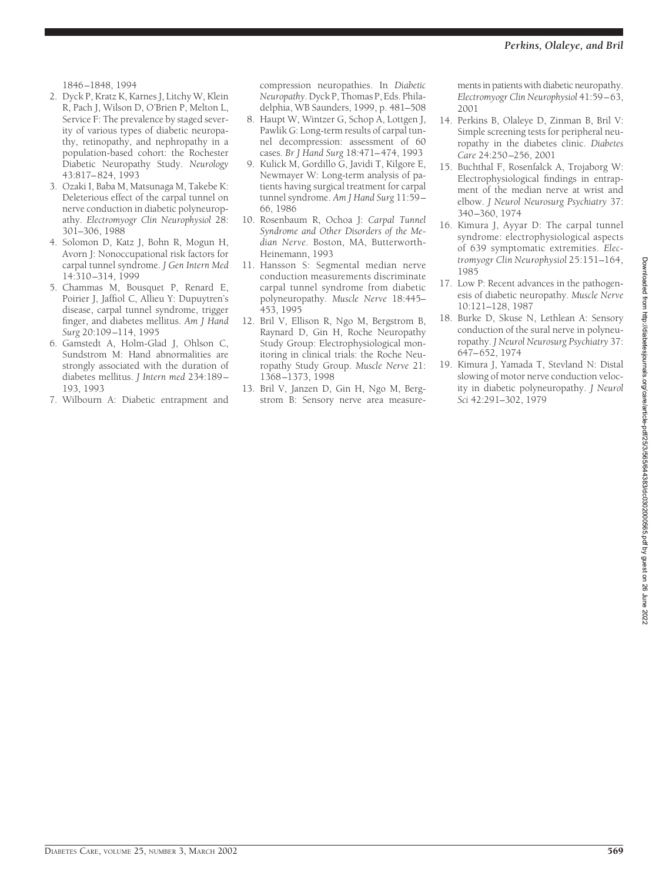1846–1848, 1994

2. Dyck P, Kratz K, Karnes J, Litchy W, Klein R, Pach J, Wilson D, O'Brien P, Melton L, Service F: The prevalence by staged severity of various types of diabetic neuropathy, retinopathy, and nephropathy in a population-based cohort: the Rochester Diabetic Neuropathy Study. *Neurology* 43:817–824, 1993
3. Ozaki I, Baba M, Matsunaga M, Takebe K: Deleterious effect of the carpal tunnel on nerve conduction in diabetic polyneuropathy. *Electromyogr Clin Neurophysiol* 28: 301–306, 1988
4. Solomon D, Katz J, Bohn R, Mogun H, Avorn J: Nonoccupational risk factors for carpal tunnel syndrome. *J Gen Intern Med* 14:310–314, 1999
5. Chammas M, Bousquet P, Renard E, Poirier J, Jaffiol C, Allieu Y: Dupuytren's disease, carpal tunnel syndrome, trigger finger, and diabetes mellitus. *Am J Hand Surg* 20:109–114, 1995
6. Gamstedt A, Holm-Glad J, Ohlson C, Sundstrom M: Hand abnormalities are strongly associated with the duration of diabetes mellitus. *J Intern med* 234:189–193, 1993
7. Wilbourn A: Diabetic entrapment and compression neuropathies. In *Diabetic Neuropathy*. Dyck P, Thomas P, Eds. Philadelphia, WB Saunders, 1999, p. 481–508
8. Haupt W, Wintzer G, Schop A, Lottgen J, Pawlik G: Long-term results of carpal tunnel decompression: assessment of 60 cases. *Br J Hand Surg* 18:471–474, 1993
9. Kulick M, Gordillo G, Javidi T, Kilgore E, Newmayer W: Long-term analysis of patients having surgical treatment for carpal tunnel syndrome. *Am J Hand Surg* 11:59–66, 1986
10. Rosenbaum R, Ochoa J: *Carpal Tunnel Syndrome and Other Disorders of the Median Nerve*. Boston, MA, Butterworth-Heinemann, 1993
11. Hansson S: Segmental median nerve conduction measurements discriminate carpal tunnel syndrome from diabetic polyneuropathy. *Muscle Nerve* 18:445–453, 1995
12. Bril V, Ellison R, Ngo M, Bergstrom B, Raynard D, Gin H, Roche Neuropathy Study Group: Electrophysiological monitoring in clinical trials: the Roche Neuropathy Study Group. *Muscle Nerve* 21: 1368–1373, 1998
13. Bril V, Janzen D, Gin H, Ngo M, Bergstrom B: Sensory nerve area measurements in patients with diabetic neuropathy. *Electromyogr Clin Neurophysiol* 41:59–63, 2001
14. Perkins B, Olaleye D, Zinman B, Bril V: Simple screening tests for peripheral neuropathy in the diabetes clinic. *Diabetes Care* 24:250–256, 2001
15. Buchthal F, Rosenfalck A, Trojaborg W: Electrophysiological findings in entrapment of the median nerve at wrist and elbow. *J Neurol Neurosurg Psychiatry* 37: 340–360, 1974
16. Kimura J, Ayyar D: The carpal tunnel syndrome: electrophysiological aspects of 639 symptomatic extremities. *Electromyogr Clin Neurophysiol* 25:151–164, 1985
17. Low P: Recent advances in the pathogenesis of diabetic neuropathy. *Muscle Nerve* 10:121–128, 1987
18. Burke D, Skuse N, Lethlean A: Sensory conduction of the sural nerve in polyneuropathy. *J Neurol Neurosurg Psychiatry* 37: 647–652, 1974
19. Kimura J, Yamada T, Stevland N: Distal slowing of motor nerve conduction velocity in diabetic polyneuropathy. *J Neurol Sci* 42:291–302, 1979